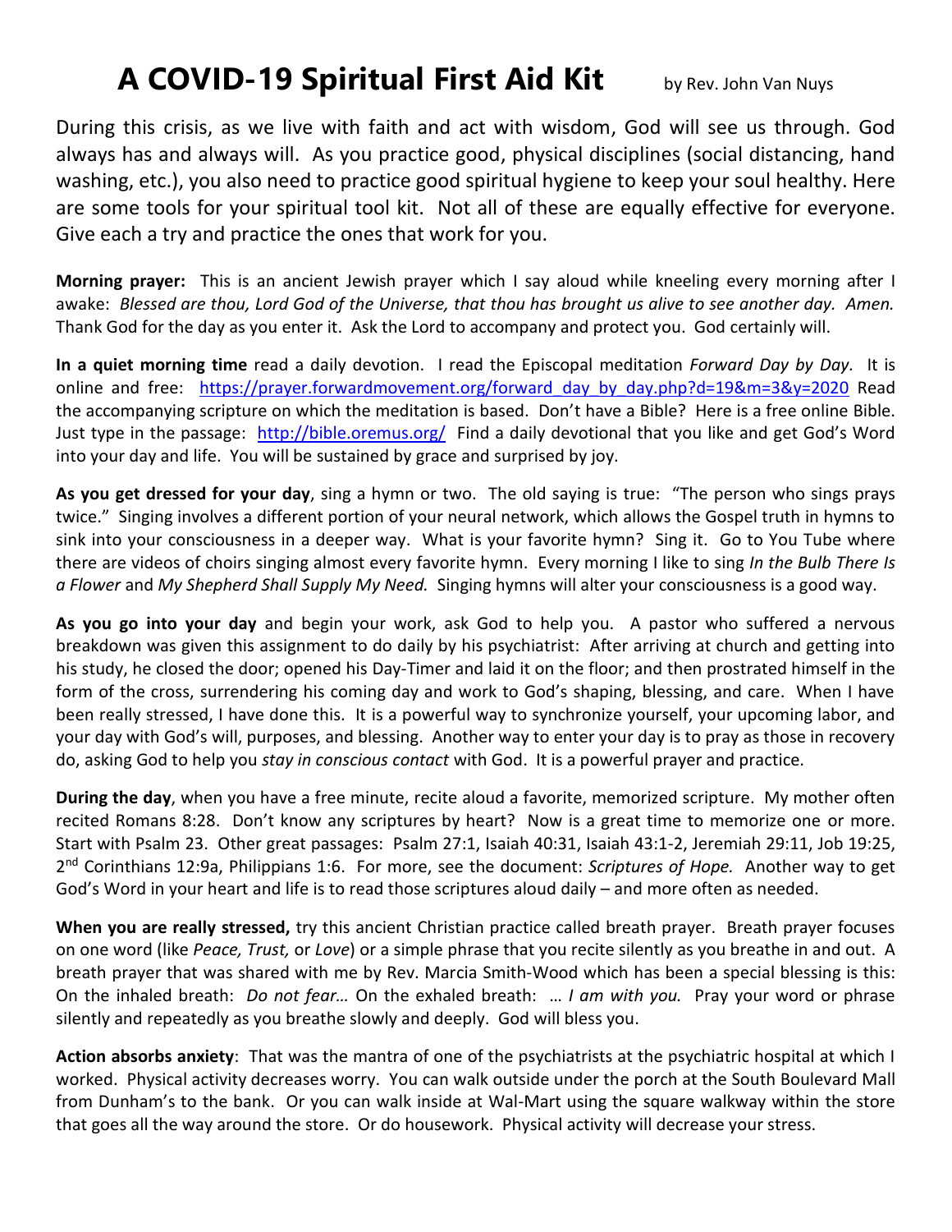# A COVID-19 Spiritual First Aid Kit

by Rev. John Van Nuys

During this crisis, as we live with faith and act with wisdom, God will see us through. God always has and always will. As you practice good, physical disciplines (social distancing, hand washing, etc.), you also need to practice good spiritual hygiene to keep your soul healthy. Here are some tools for your spiritual tool kit. Not all of these are equally effective for everyone. Give each a try and practice the ones that work for you.

**Morning prayer:** This is an ancient Jewish prayer which I say aloud while kneeling every morning after I awake: *Blessed are thou, Lord God of the Universe, that thou has brought us alive to see another day. Amen.* Thank God for the day as you enter it. Ask the Lord to accompany and protect you. God certainly will.

**In a quiet morning time** read a daily devotion. I read the Episcopal meditation *Forward Day by Day.* It is online and free: https://prayer.forwardmovement.org/forward_day_by_day.php?d=19&m=3&y=2020 Read the accompanying scripture on which the meditation is based. Don't have a Bible? Here is a free online Bible. Just type in the passage: http://bible.oremus.org/ Find a daily devotional that you like and get God's Word into your day and life. You will be sustained by grace and surprised by joy.

**As you get dressed for your day**, sing a hymn or two. The old saying is true: "The person who sings prays twice." Singing involves a different portion of your neural network, which allows the Gospel truth in hymns to sink into your consciousness in a deeper way. What is your favorite hymn? Sing it. Go to You Tube where there are videos of choirs singing almost every favorite hymn. Every morning I like to sing *In the Bulb There Is a Flower* and *My Shepherd Shall Supply My Need.* Singing hymns will alter your consciousness is a good way.

**As you go into your day** and begin your work, ask God to help you. A pastor who suffered a nervous breakdown was given this assignment to do daily by his psychiatrist: After arriving at church and getting into his study, he closed the door; opened his Day-Timer and laid it on the floor; and then prostrated himself in the form of the cross, surrendering his coming day and work to God's shaping, blessing, and care. When I have been really stressed, I have done this. It is a powerful way to synchronize yourself, your upcoming labor, and your day with God's will, purposes, and blessing. Another way to enter your day is to pray as those in recovery do, asking God to help you *stay in conscious contact* with God. It is a powerful prayer and practice.

**During the day**, when you have a free minute, recite aloud a favorite, memorized scripture. My mother often recited Romans 8:28. Don't know any scriptures by heart? Now is a great time to memorize one or more. Start with Psalm 23. Other great passages: Psalm 27:1, Isaiah 40:31, Isaiah 43:1-2, Jeremiah 29:11, Job 19:25, 2nd Corinthians 12:9a, Philippians 1:6. For more, see the document: *Scriptures of Hope.* Another way to get God's Word in your heart and life is to read those scriptures aloud daily – and more often as needed.

**When you are really stressed,** try this ancient Christian practice called breath prayer. Breath prayer focuses on one word (like *Peace, Trust,* or *Love*) or a simple phrase that you recite silently as you breathe in and out. A breath prayer that was shared with me by Rev. Marcia Smith-Wood which has been a special blessing is this: On the inhaled breath: *Do not fear…* On the exhaled breath: *… I am with you.* Pray your word or phrase silently and repeatedly as you breathe slowly and deeply. God will bless you.

**Action absorbs anxiety**: That was the mantra of one of the psychiatrists at the psychiatric hospital at which I worked. Physical activity decreases worry. You can walk outside under the porch at the South Boulevard Mall from Dunham's to the bank. Or you can walk inside at Wal-Mart using the square walkway within the store that goes all the way around the store. Or do housework. Physical activity will decrease your stress.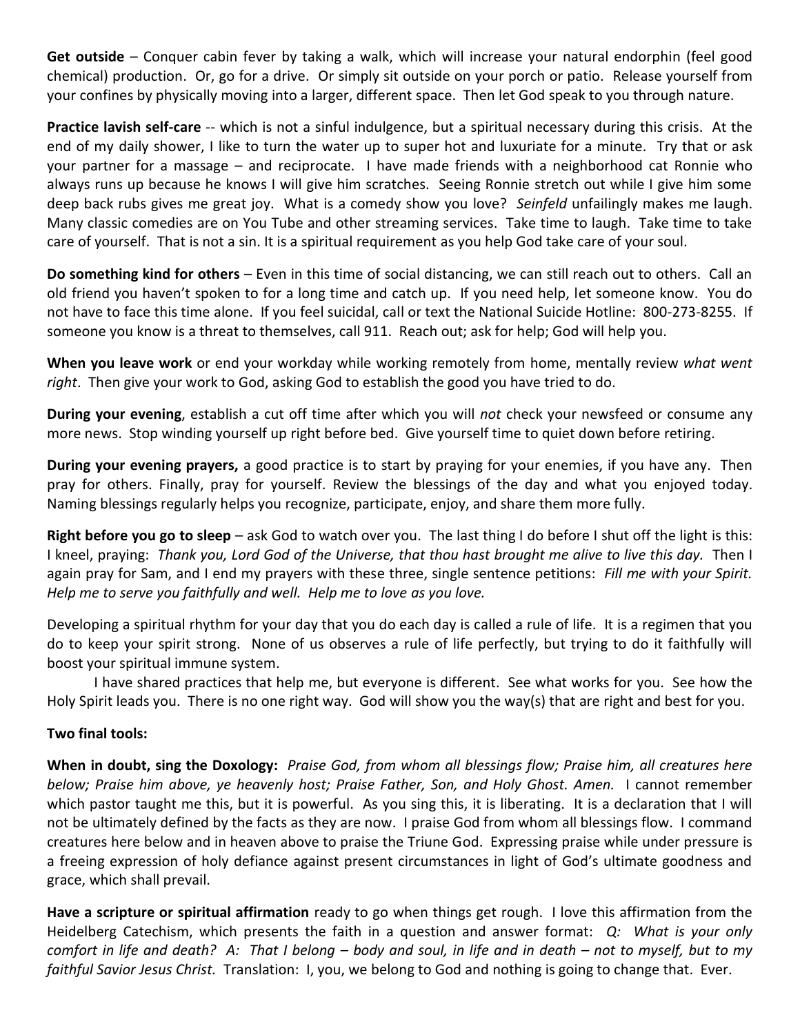**Get outside** – Conquer cabin fever by taking a walk, which will increase your natural endorphin (feel good chemical) production. Or, go for a drive. Or simply sit outside on your porch or patio. Release yourself from your confines by physically moving into a larger, different space. Then let God speak to you through nature.

**Practice lavish self-care** -- which is not a sinful indulgence, but a spiritual necessary during this crisis. At the end of my daily shower, I like to turn the water up to super hot and luxuriate for a minute. Try that or ask your partner for a massage – and reciprocate. I have made friends with a neighborhood cat Ronnie who always runs up because he knows I will give him scratches. Seeing Ronnie stretch out while I give him some deep back rubs gives me great joy. What is a comedy show you love? *Seinfeld* unfailingly makes me laugh. Many classic comedies are on You Tube and other streaming services. Take time to laugh. Take time to take care of yourself. That is not a sin. It is a spiritual requirement as you help God take care of your soul.

**Do something kind for others** – Even in this time of social distancing, we can still reach out to others. Call an old friend you haven't spoken to for a long time and catch up. If you need help, let someone know. You do not have to face this time alone. If you feel suicidal, call or text the National Suicide Hotline: 800-273-8255. If someone you know is a threat to themselves, call 911. Reach out; ask for help; God will help you.

**When you leave work** or end your workday while working remotely from home, mentally review *what went right*. Then give your work to God, asking God to establish the good you have tried to do.

**During your evening**, establish a cut off time after which you will *not* check your newsfeed or consume any more news. Stop winding yourself up right before bed. Give yourself time to quiet down before retiring.

**During your evening prayers,** a good practice is to start by praying for your enemies, if you have any. Then pray for others. Finally, pray for yourself. Review the blessings of the day and what you enjoyed today. Naming blessings regularly helps you recognize, participate, enjoy, and share them more fully.

**Right before you go to sleep** – ask God to watch over you. The last thing I do before I shut off the light is this: I kneel, praying: *Thank you, Lord God of the Universe, that thou hast brought me alive to live this day.* Then I again pray for Sam, and I end my prayers with these three, single sentence petitions: *Fill me with your Spirit. Help me to serve you faithfully and well. Help me to love as you love.*

Developing a spiritual rhythm for your day that you do each day is called a rule of life. It is a regimen that you do to keep your spirit strong. None of us observes a rule of life perfectly, but trying to do it faithfully will boost your spiritual immune system.

I have shared practices that help me, but everyone is different. See what works for you. See how the Holy Spirit leads you. There is no one right way. God will show you the way(s) that are right and best for you.

**Two final tools:**

**When in doubt, sing the Doxology:** *Praise God, from whom all blessings flow; Praise him, all creatures here below; Praise him above, ye heavenly host; Praise Father, Son, and Holy Ghost. Amen.* I cannot remember which pastor taught me this, but it is powerful. As you sing this, it is liberating. It is a declaration that I will not be ultimately defined by the facts as they are now. I praise God from whom all blessings flow. I command creatures here below and in heaven above to praise the Triune God. Expressing praise while under pressure is a freeing expression of holy defiance against present circumstances in light of God's ultimate goodness and grace, which shall prevail.

**Have a scripture or spiritual affirmation** ready to go when things get rough. I love this affirmation from the Heidelberg Catechism, which presents the faith in a question and answer format: *Q: What is your only comfort in life and death? A: That I belong – body and soul, in life and in death – not to myself, but to my faithful Savior Jesus Christ.* Translation: I, you, we belong to God and nothing is going to change that. Ever.